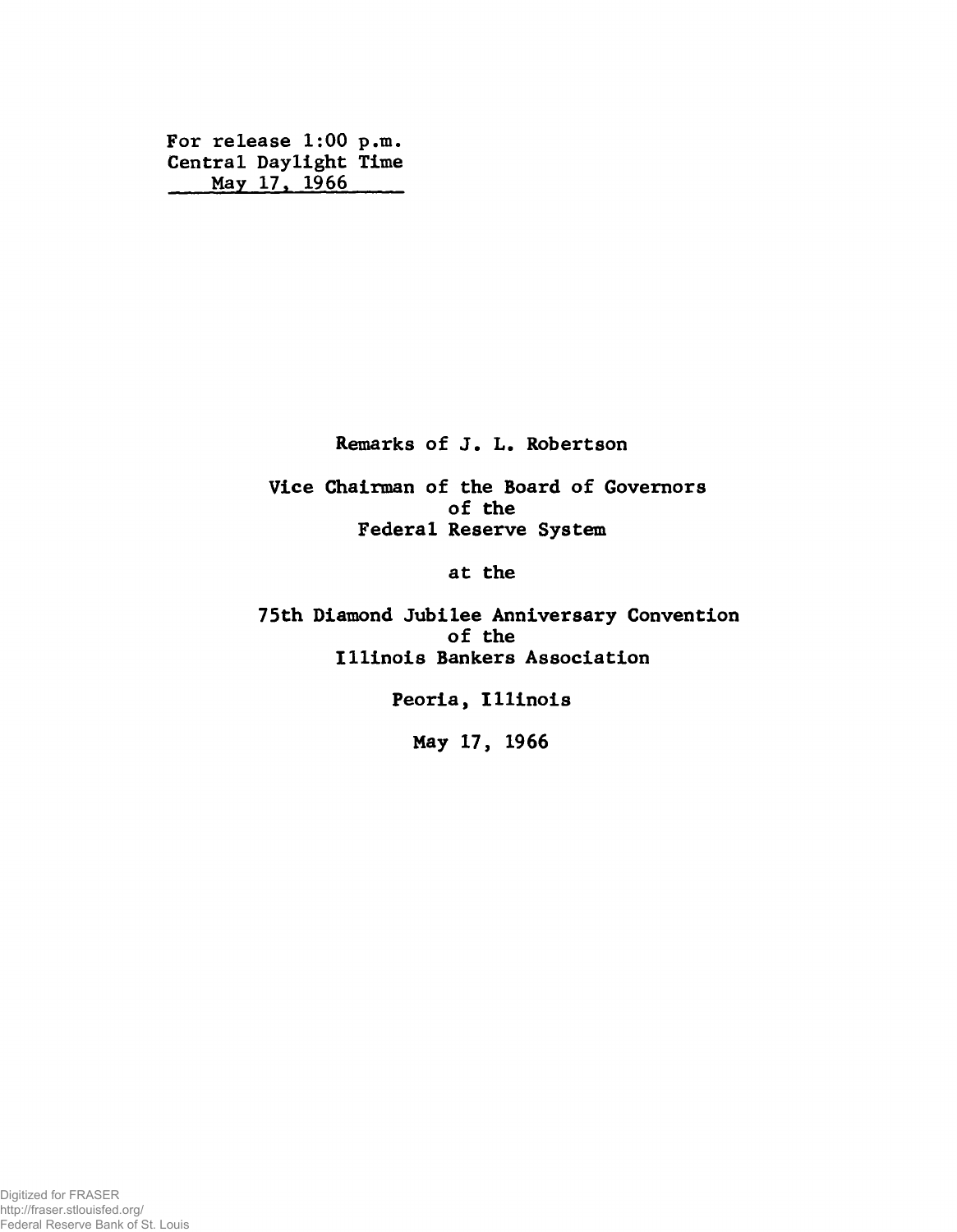For release 1:00 p.m.
Central Daylight Time
May 17, 1966

Remarks of J. L. Robertson

Vice Chairman of the Board of Governors
of the
Federal Reserve System

at the

75th Diamond Jubilee Anniversary Convention
of the
Illinois Bankers Association

Peoria, Illinois

May 17, 1966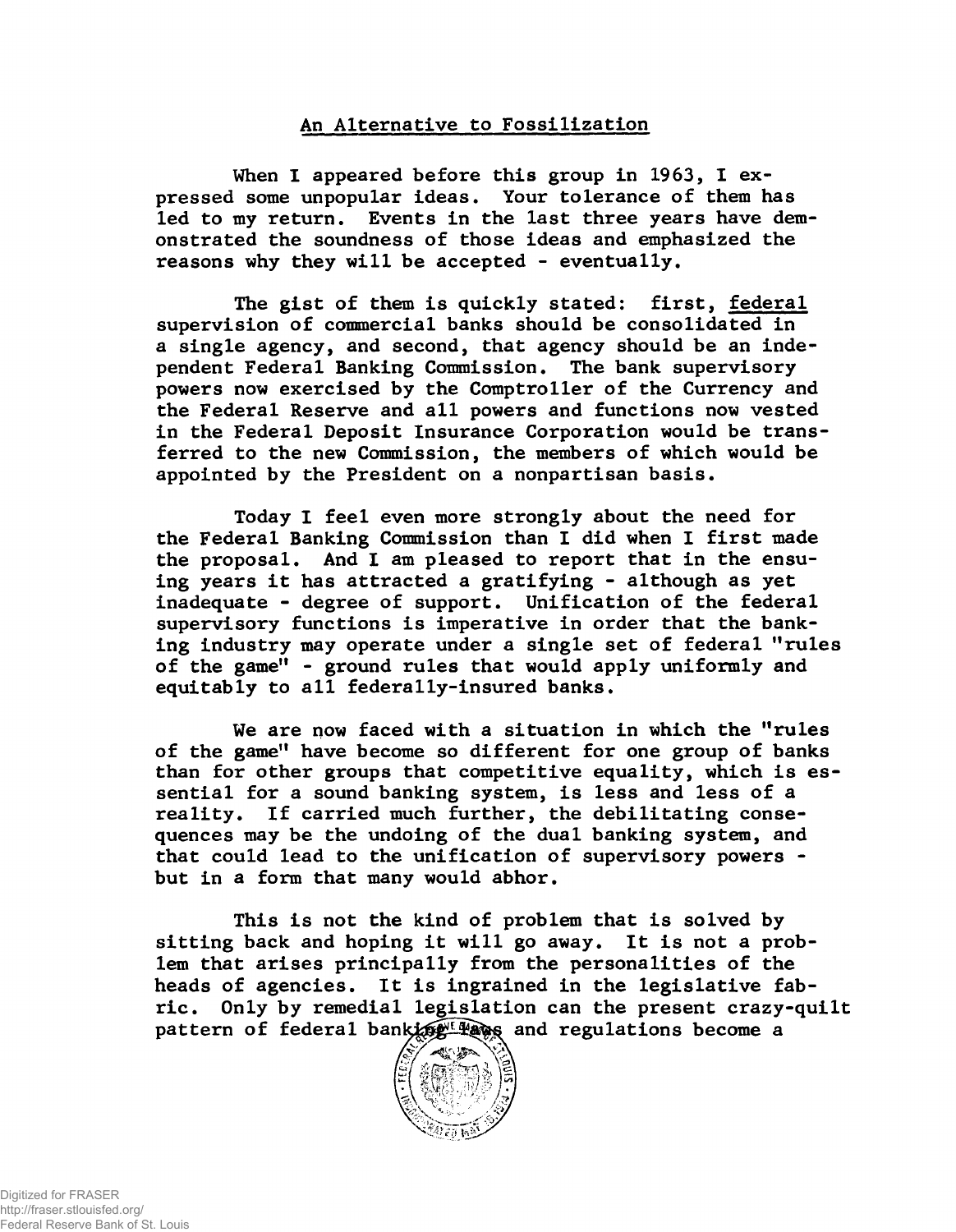## An Alternative to Fossilization

When I appeared before this group in 1963, I expressed some unpopular ideas. Your tolerance of them has led to my return. Events in the last three years have demonstrated the soundness of those ideas and emphasized the reasons why they will be accepted - eventually.

The gist of them is quickly stated: first, federal supervision of commercial banks should be consolidated in a single agency, and second, that agency should be an independent Federal Banking Commission. The bank supervisory powers now exercised by the Comptroller of the Currency and the Federal Reserve and all powers and functions now vested in the Federal Deposit Insurance Corporation would be transferred to the new Commission, the members of which would be appointed by the President on a nonpartisan basis.

Today I feel even more strongly about the need for the Federal Banking Commission than I did when I first made the proposal. And I am pleased to report that in the ensuing years it has attracted a gratifying - although as yet inadequate - degree of support. Unification of the federal supervisory functions is imperative in order that the banking industry may operate under a single set of federal "rules of the game" - ground rules that would apply uniformly and equitably to all federally-insured banks.

We are now faced with a situation in which the "rules of the game" have become so different for one group of banks than for other groups that competitive equality, which is essential for a sound banking system, is less and less of a reality. If carried much further, the debilitating consequences may be the undoing of the dual banking system, and that could lead to the unification of supervisory powers - but in a form that many would abhor.

This is not the kind of problem that is solved by sitting back and hoping it will go away. It is not a problem that arises principally from the personalities of the heads of agencies. It is ingrained in the legislative fabric. Only by remedial legislation can the present crazy-quilt pattern of federal banking laws and regulations become a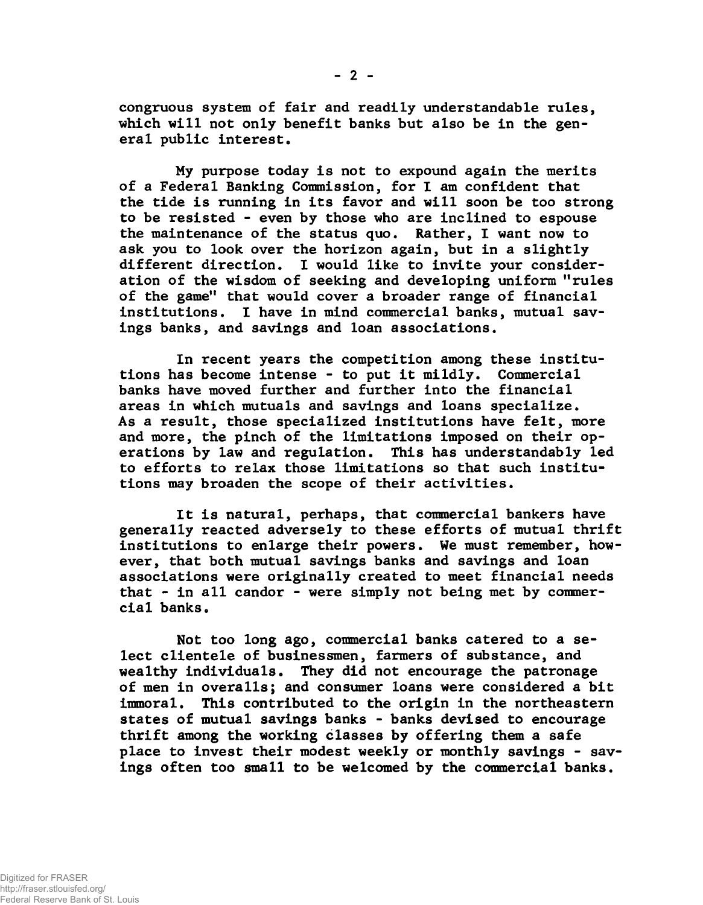congruous system of fair and readily understandable rules, which will not only benefit banks but also be in the general public interest.

My purpose today is not to expound again the merits of a Federal Banking Commission, for I am confident that the tide is running in its favor and will soon be too strong to be resisted - even by those who are inclined to espouse the maintenance of the status quo. Rather, I want now to ask you to look over the horizon again, but in a slightly different direction. I would like to invite your consideration of the wisdom of seeking and developing uniform "rules of the game" that would cover a broader range of financial institutions. I have in mind commercial banks, mutual savings banks, and savings and loan associations.

In recent years the competition among these institutions has become intense - to put it mildly. Commercial banks have moved further and further into the financial areas in which mutuals and savings and loans specialize. As a result, those specialized institutions have felt, more and more, the pinch of the limitations imposed on their operations by law and regulation. This has understandably led to efforts to relax those limitations so that such institutions may broaden the scope of their activities.

It is natural, perhaps, that commercial bankers have generally reacted adversely to these efforts of mutual thrift institutions to enlarge their powers. We must remember, however, that both mutual savings banks and savings and loan associations were originally created to meet financial needs that - in all candor - were simply not being met by commercial banks.

Not too long ago, commercial banks catered to a select clientele of businessmen, farmers of substance, and wealthy individuals. They did not encourage the patronage of men in overalls; and consumer loans were considered a bit immoral. This contributed to the origin in the northeastern states of mutual savings banks - banks devised to encourage thrift among the working classes by offering them a safe place to invest their modest weekly or monthly savings - savings often too small to be welcomed by the commercial banks.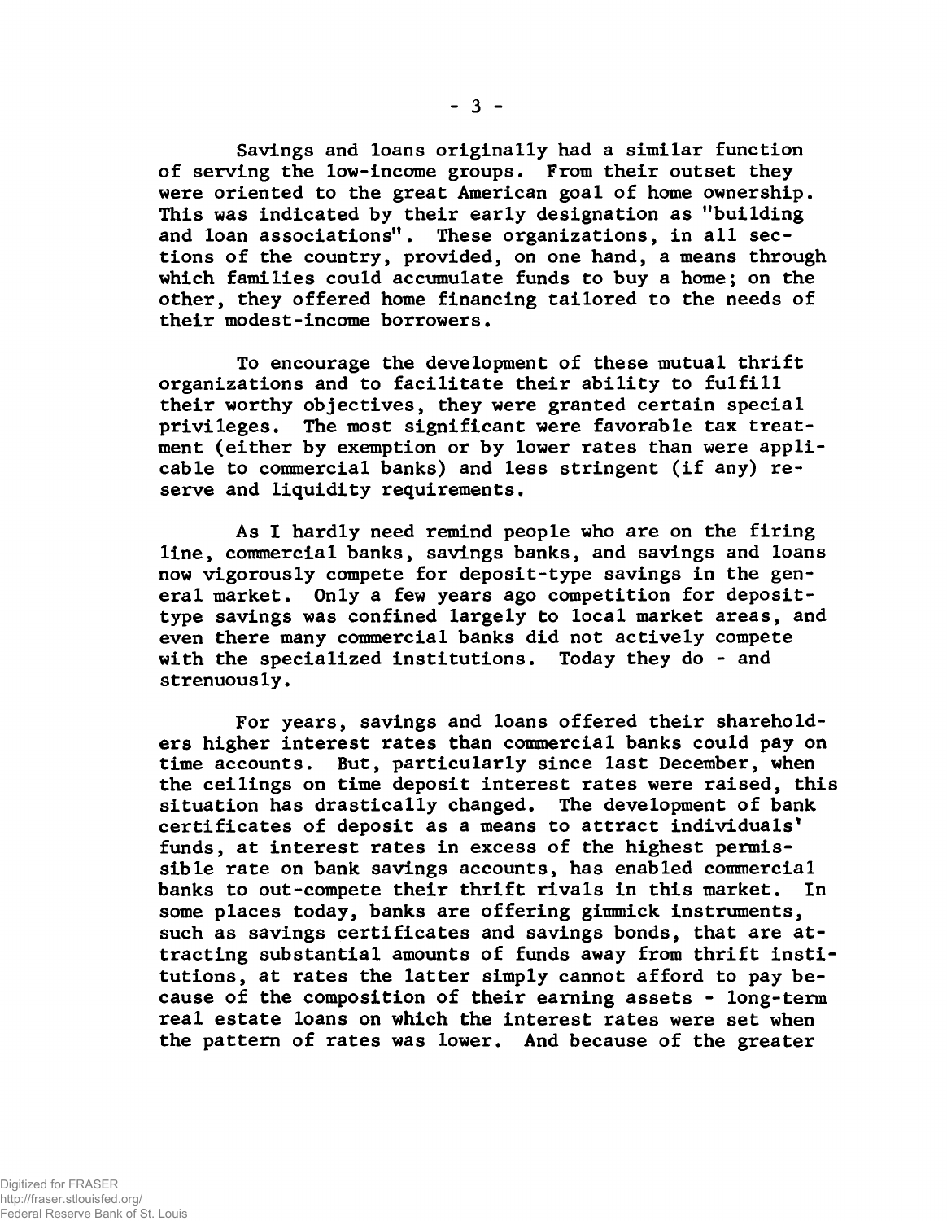Savings and loans originally had a similar function of serving the low-income groups. From their outset they were oriented to the great American goal of home ownership. This was indicated by their early designation as "building and loan associations". These organizations, in all sections of the country, provided, on one hand, a means through which families could accumulate funds to buy a home; on the other, they offered home financing tailored to the needs of their modest-income borrowers.

To encourage the development of these mutual thrift organizations and to facilitate their ability to fulfill their worthy objectives, they were granted certain special privileges. The most significant were favorable tax treatment (either by exemption or by lower rates than were applicable to commercial banks) and less stringent (if any) reserve and liquidity requirements.

As I hardly need remind people who are on the firing line, commercial banks, savings banks, and savings and loans now vigorously compete for deposit-type savings in the general market. Only a few years ago competition for deposit-type savings was confined largely to local market areas, and even there many commercial banks did not actively compete with the specialized institutions. Today they do - and strenuously.

For years, savings and loans offered their shareholders higher interest rates than commercial banks could pay on time accounts. But, particularly since last December, when the ceilings on time deposit interest rates were raised, this situation has drastically changed. The development of bank certificates of deposit as a means to attract individuals' funds, at interest rates in excess of the highest permissible rate on bank savings accounts, has enabled commercial banks to out-compete their thrift rivals in this market. In some places today, banks are offering gimmick instruments, such as savings certificates and savings bonds, that are attracting substantial amounts of funds away from thrift institutions, at rates the latter simply cannot afford to pay because of the composition of their earning assets - long-term real estate loans on which the interest rates were set when the pattern of rates was lower. And because of the greater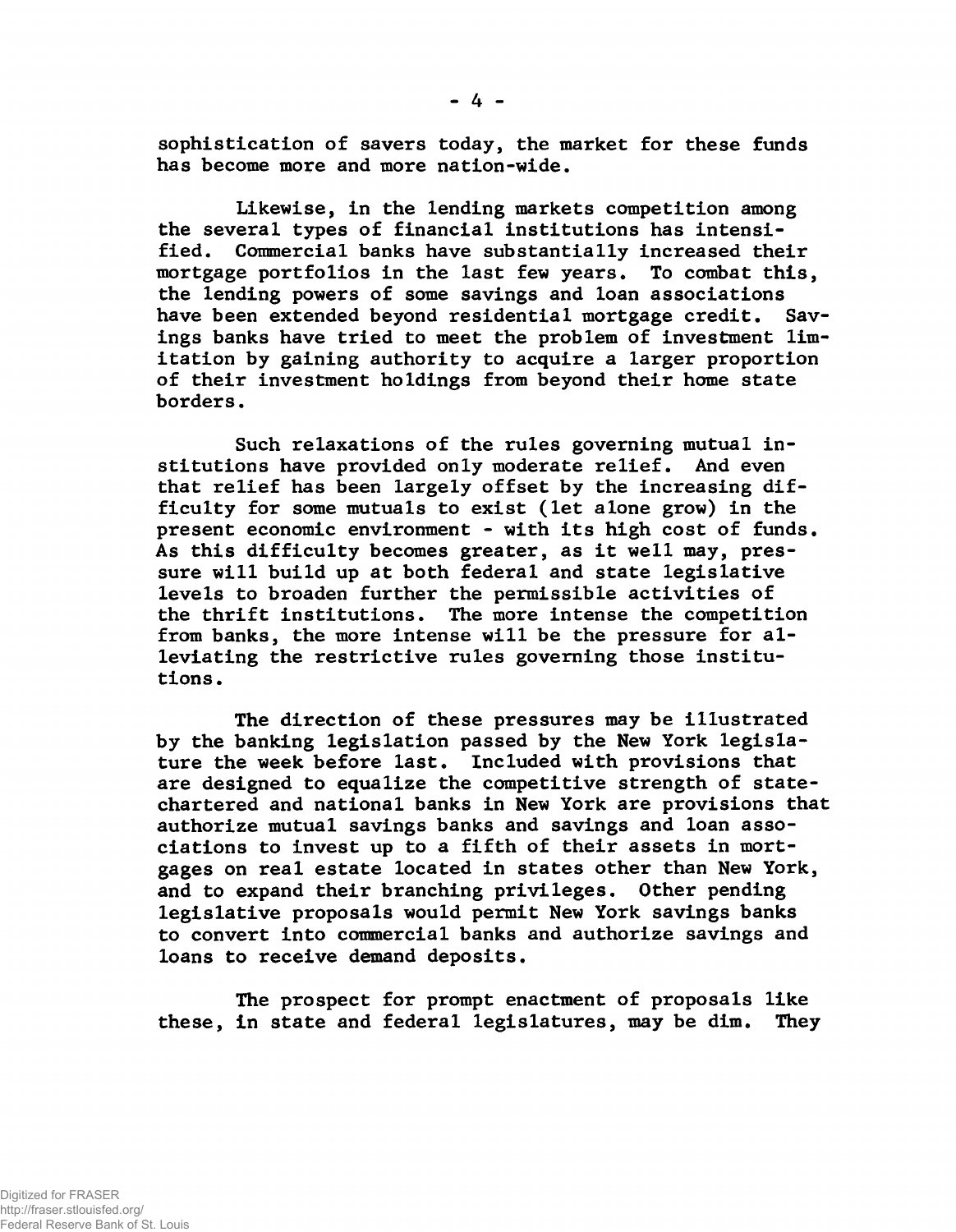sophistication of savers today, the market for these funds has become more and more nation-wide.

Likewise, in the lending markets competition among the several types of financial institutions has intensified. Commercial banks have substantially increased their mortgage portfolios in the last few years. To combat this, the lending powers of some savings and loan associations have been extended beyond residential mortgage credit. Savings banks have tried to meet the problem of investment limitation by gaining authority to acquire a larger proportion of their investment holdings from beyond their home state borders.

Such relaxations of the rules governing mutual institutions have provided only moderate relief. And even that relief has been largely offset by the increasing difficulty for some mutuals to exist (let alone grow) in the present economic environment - with its high cost of funds. As this difficulty becomes greater, as it well may, pressure will build up at both federal and state legislative levels to broaden further the permissible activities of the thrift institutions. The more intense the competition from banks, the more intense will be the pressure for alleviating the restrictive rules governing those institutions.

The direction of these pressures may be illustrated by the banking legislation passed by the New York legislature the week before last. Included with provisions that are designed to equalize the competitive strength of state-chartered and national banks in New York are provisions that authorize mutual savings banks and savings and loan associations to invest up to a fifth of their assets in mortgages on real estate located in states other than New York, and to expand their branching privileges. Other pending legislative proposals would permit New York savings banks to convert into commercial banks and authorize savings and loans to receive demand deposits.

The prospect for prompt enactment of proposals like these, in state and federal legislatures, may be dim. They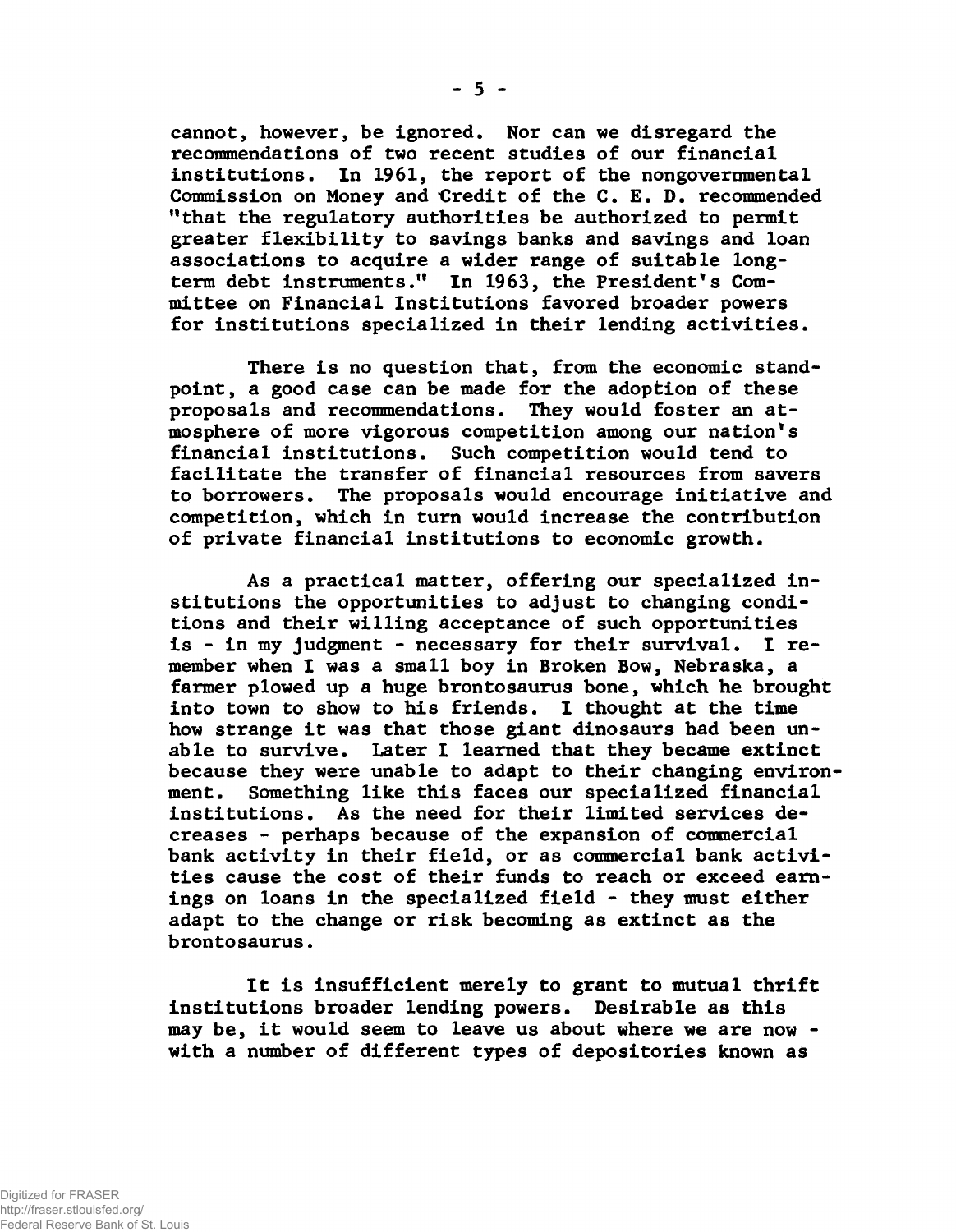cannot, however, be ignored. Nor can we disregard the recommendations of two recent studies of our financial institutions. In 1961, the report of the nongovernmental Commission on Money and Credit of the C. E. D. recommended "that the regulatory authorities be authorized to permit greater flexibility to savings banks and savings and loan associations to acquire a wider range of suitable long-term debt instruments." In 1963, the President's Committee on Financial Institutions favored broader powers for institutions specialized in their lending activities.

There is no question that, from the economic standpoint, a good case can be made for the adoption of these proposals and recommendations. They would foster an atmosphere of more vigorous competition among our nation's financial institutions. Such competition would tend to facilitate the transfer of financial resources from savers to borrowers. The proposals would encourage initiative and competition, which in turn would increase the contribution of private financial institutions to economic growth.

As a practical matter, offering our specialized institutions the opportunities to adjust to changing conditions and their willing acceptance of such opportunities is - in my judgment - necessary for their survival. I remember when I was a small boy in Broken Bow, Nebraska, a farmer plowed up a huge brontosaurus bone, which he brought into town to show to his friends. I thought at the time how strange it was that those giant dinosaurs had been unable to survive. Later I learned that they became extinct because they were unable to adapt to their changing environment. Something like this faces our specialized financial institutions. As the need for their limited services decreases - perhaps because of the expansion of commercial bank activity in their field, or as commercial bank activities cause the cost of their funds to reach or exceed earnings on loans in the specialized field - they must either adapt to the change or risk becoming as extinct as the brontosaurus.

It is insufficient merely to grant to mutual thrift institutions broader lending powers. Desirable as this may be, it would seem to leave us about where we are now - with a number of different types of depositories known as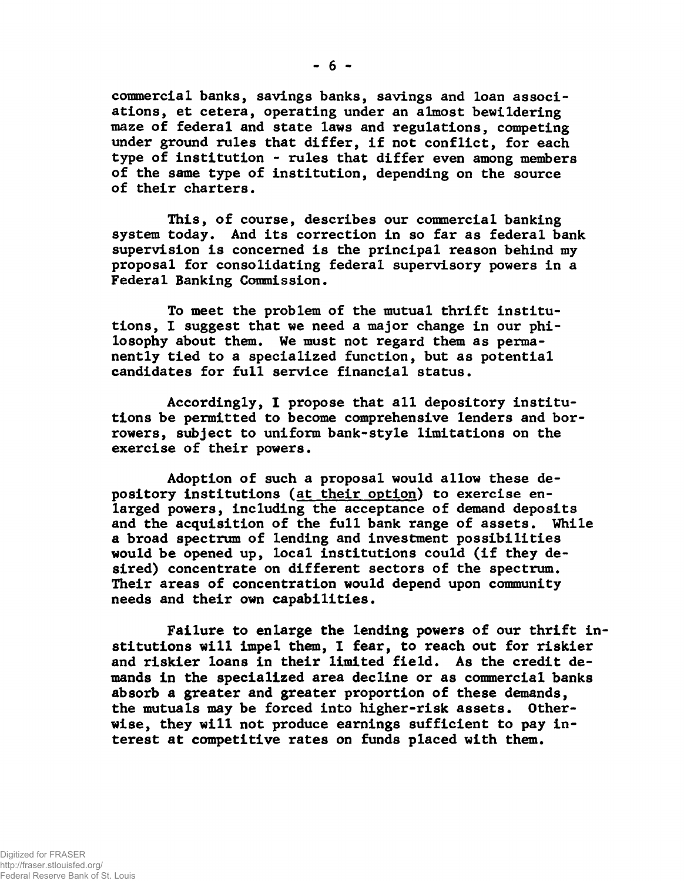commercial banks, savings banks, savings and loan associations, et cetera, operating under an almost bewildering maze of federal and state laws and regulations, competing under ground rules that differ, if not conflict, for each type of institution - rules that differ even among members of the same type of institution, depending on the source of their charters.

This, of course, describes our commercial banking system today. And its correction in so far as federal bank supervision is concerned is the principal reason behind my proposal for consolidating federal supervisory powers in a Federal Banking Commission.

To meet the problem of the mutual thrift institutions, I suggest that we need a major change in our philosophy about them. We must not regard them as permanently tied to a specialized function, but as potential candidates for full service financial status.

Accordingly, I propose that all depository institutions be permitted to become comprehensive lenders and borrowers, subject to uniform bank-style limitations on the exercise of their powers.

Adoption of such a proposal would allow these depository institutions (<u>at their option</u>) to exercise enlarged powers, including the acceptance of demand deposits and the acquisition of the full bank range of assets. While a broad spectrum of lending and investment possibilities would be opened up, local institutions could (if they desired) concentrate on different sectors of the spectrum. Their areas of concentration would depend upon community needs and their own capabilities.

Failure to enlarge the lending powers of our thrift institutions will impel them, I fear, to reach out for riskier and riskier loans in their limited field. As the credit demands in the specialized area decline or as commercial banks absorb a greater and greater proportion of these demands, the mutuals may be forced into higher-risk assets. Otherwise, they will not produce earnings sufficient to pay interest at competitive rates on funds placed with them.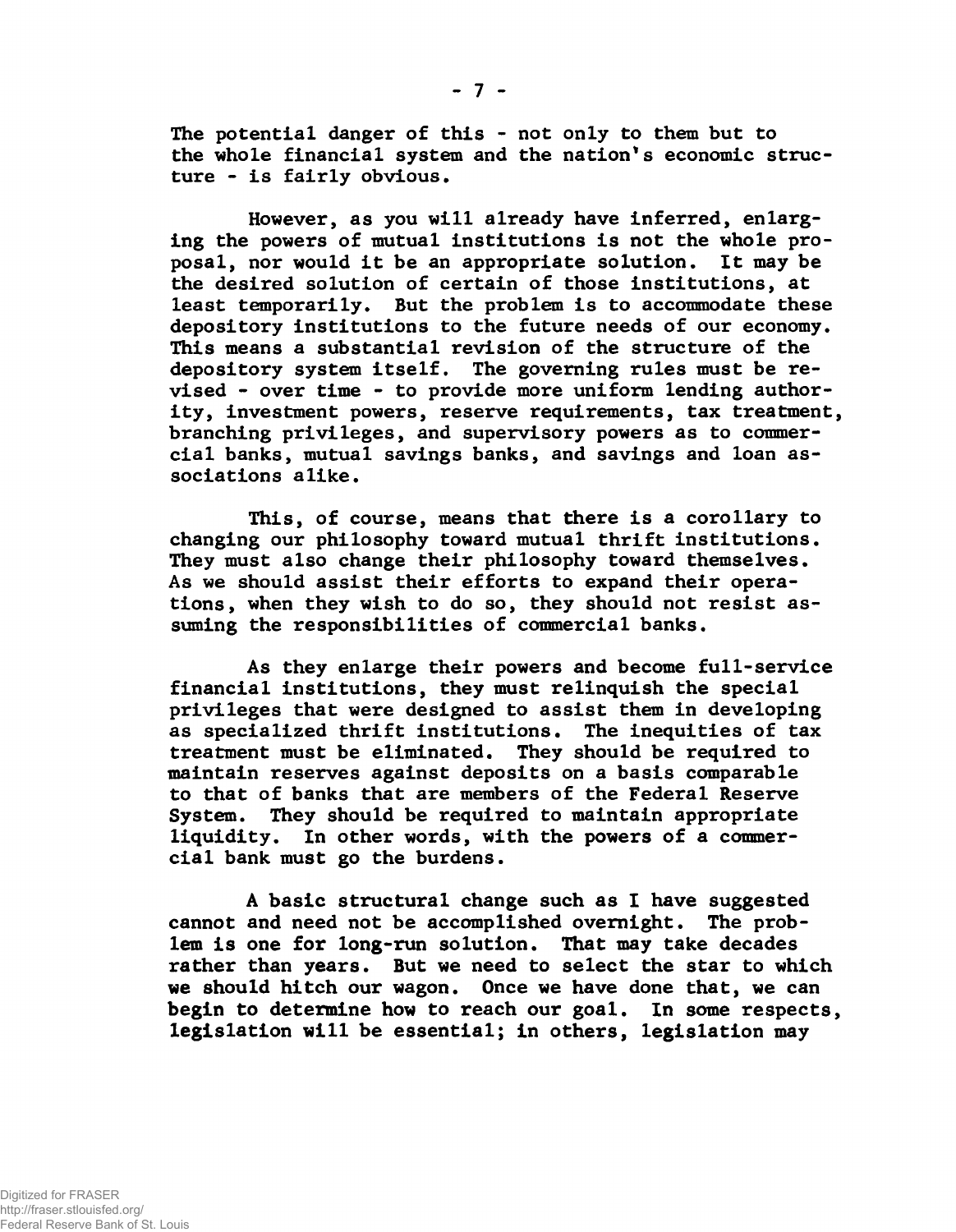The potential danger of this - not only to them but to the whole financial system and the nation's economic structure - is fairly obvious.

However, as you will already have inferred, enlarging the powers of mutual institutions is not the whole proposal, nor would it be an appropriate solution. It may be the desired solution of certain of those institutions, at least temporarily. But the problem is to accommodate these depository institutions to the future needs of our economy. This means a substantial revision of the structure of the depository system itself. The governing rules must be revised - over time - to provide more uniform lending authority, investment powers, reserve requirements, tax treatment, branching privileges, and supervisory powers as to commercial banks, mutual savings banks, and savings and loan associations alike.

This, of course, means that there is a corollary to changing our philosophy toward mutual thrift institutions. They must also change their philosophy toward themselves. As we should assist their efforts to expand their operations, when they wish to do so, they should not resist assuming the responsibilities of commercial banks.

As they enlarge their powers and become full-service financial institutions, they must relinquish the special privileges that were designed to assist them in developing as specialized thrift institutions. The inequities of tax treatment must be eliminated. They should be required to maintain reserves against deposits on a basis comparable to that of banks that are members of the Federal Reserve System. They should be required to maintain appropriate liquidity. In other words, with the powers of a commercial bank must go the burdens.

A basic structural change such as I have suggested cannot and need not be accomplished overnight. The problem is one for long-run solution. That may take decades rather than years. But we need to select the star to which we should hitch our wagon. Once we have done that, we can begin to determine how to reach our goal. In some respects, legislation will be essential; in others, legislation may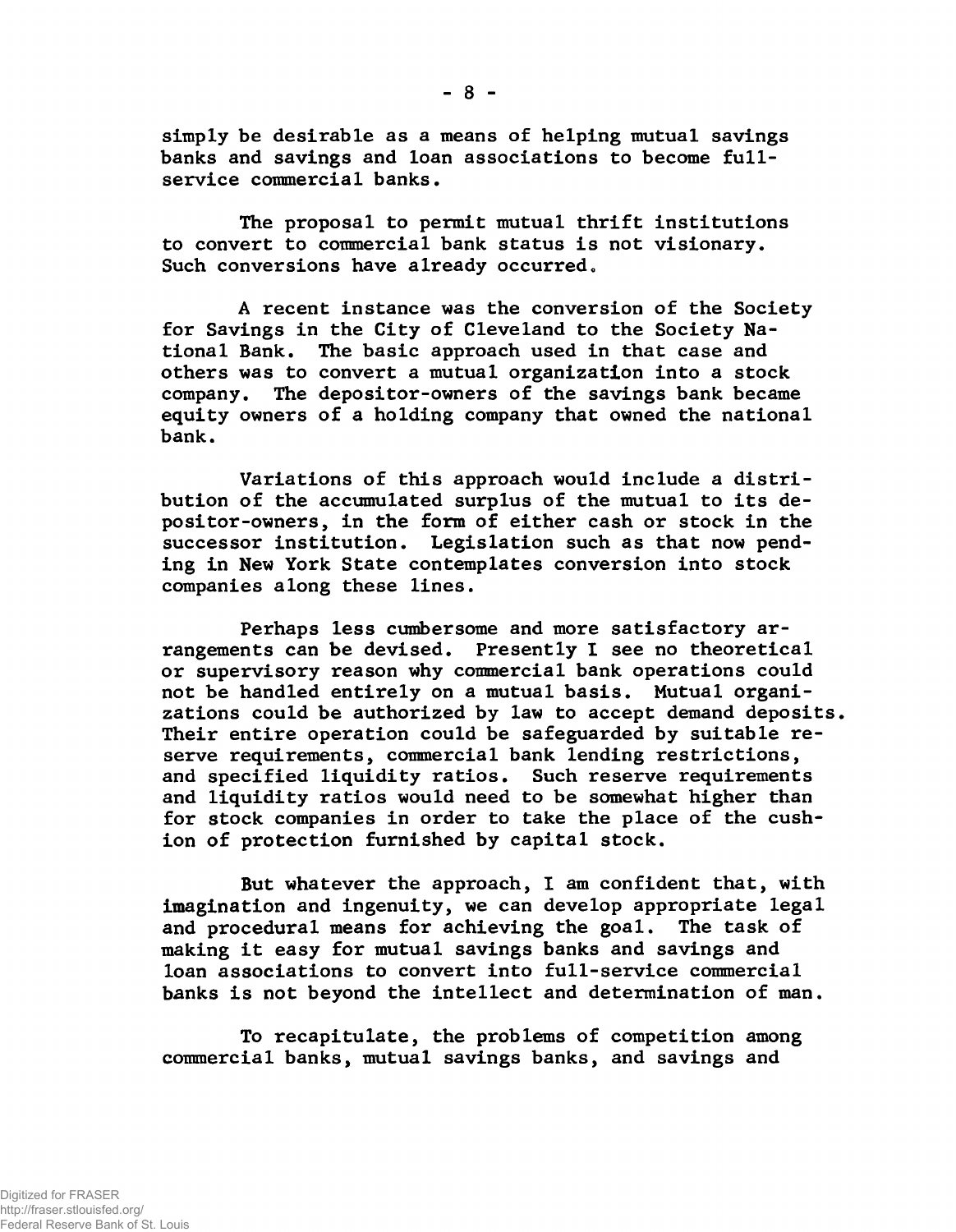simply be desirable as a means of helping mutual savings banks and savings and loan associations to become full-service commercial banks.

The proposal to permit mutual thrift institutions to convert to commercial bank status is not visionary. Such conversions have already occurred.

A recent instance was the conversion of the Society for Savings in the City of Cleveland to the Society National Bank. The basic approach used in that case and others was to convert a mutual organization into a stock company. The depositor-owners of the savings bank became equity owners of a holding company that owned the national bank.

Variations of this approach would include a distribution of the accumulated surplus of the mutual to its depositor-owners, in the form of either cash or stock in the successor institution. Legislation such as that now pending in New York State contemplates conversion into stock companies along these lines.

Perhaps less cumbersome and more satisfactory arrangements can be devised. Presently I see no theoretical or supervisory reason why commercial bank operations could not be handled entirely on a mutual basis. Mutual organizations could be authorized by law to accept demand deposits. Their entire operation could be safeguarded by suitable reserve requirements, commercial bank lending restrictions, and specified liquidity ratios. Such reserve requirements and liquidity ratios would need to be somewhat higher than for stock companies in order to take the place of the cushion of protection furnished by capital stock.

But whatever the approach, I am confident that, with imagination and ingenuity, we can develop appropriate legal and procedural means for achieving the goal. The task of making it easy for mutual savings banks and savings and loan associations to convert into full-service commercial banks is not beyond the intellect and determination of man.

To recapitulate, the problems of competition among commercial banks, mutual savings banks, and savings and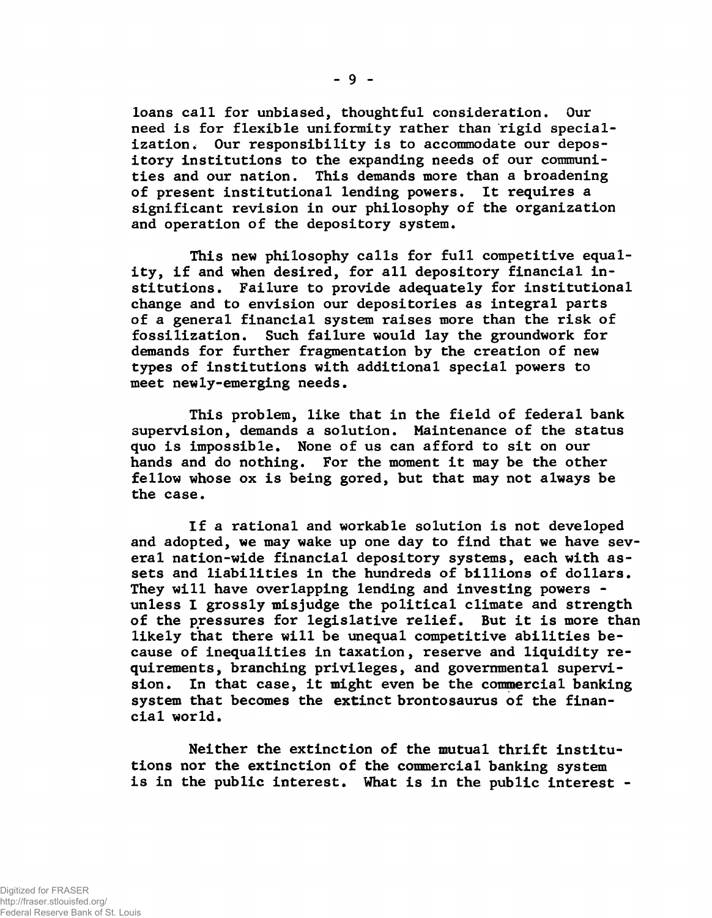loans call for unbiased, thoughtful consideration. Our need is for flexible uniformity rather than rigid specialization. Our responsibility is to accommodate our depository institutions to the expanding needs of our communities and our nation. This demands more than a broadening of present institutional lending powers. It requires a significant revision in our philosophy of the organization and operation of the depository system.

This new philosophy calls for full competitive equality, if and when desired, for all depository financial institutions. Failure to provide adequately for institutional change and to envision our depositories as integral parts of a general financial system raises more than the risk of fossilization. Such failure would lay the groundwork for demands for further fragmentation by the creation of new types of institutions with additional special powers to meet newly-emerging needs.

This problem, like that in the field of federal bank supervision, demands a solution. Maintenance of the status quo is impossible. None of us can afford to sit on our hands and do nothing. For the moment it may be the other fellow whose ox is being gored, but that may not always be the case.

If a rational and workable solution is not developed and adopted, we may wake up one day to find that we have several nation-wide financial depository systems, each with assets and liabilities in the hundreds of billions of dollars. They will have overlapping lending and investing powers - unless I grossly misjudge the political climate and strength of the pressures for legislative relief. But it is more than likely that there will be unequal competitive abilities because of inequalities in taxation, reserve and liquidity requirements, branching privileges, and governmental supervision. In that case, it might even be the commercial banking system that becomes the extinct brontosaurus of the financial world.

Neither the extinction of the mutual thrift institutions nor the extinction of the commercial banking system is in the public interest. What is in the public interest -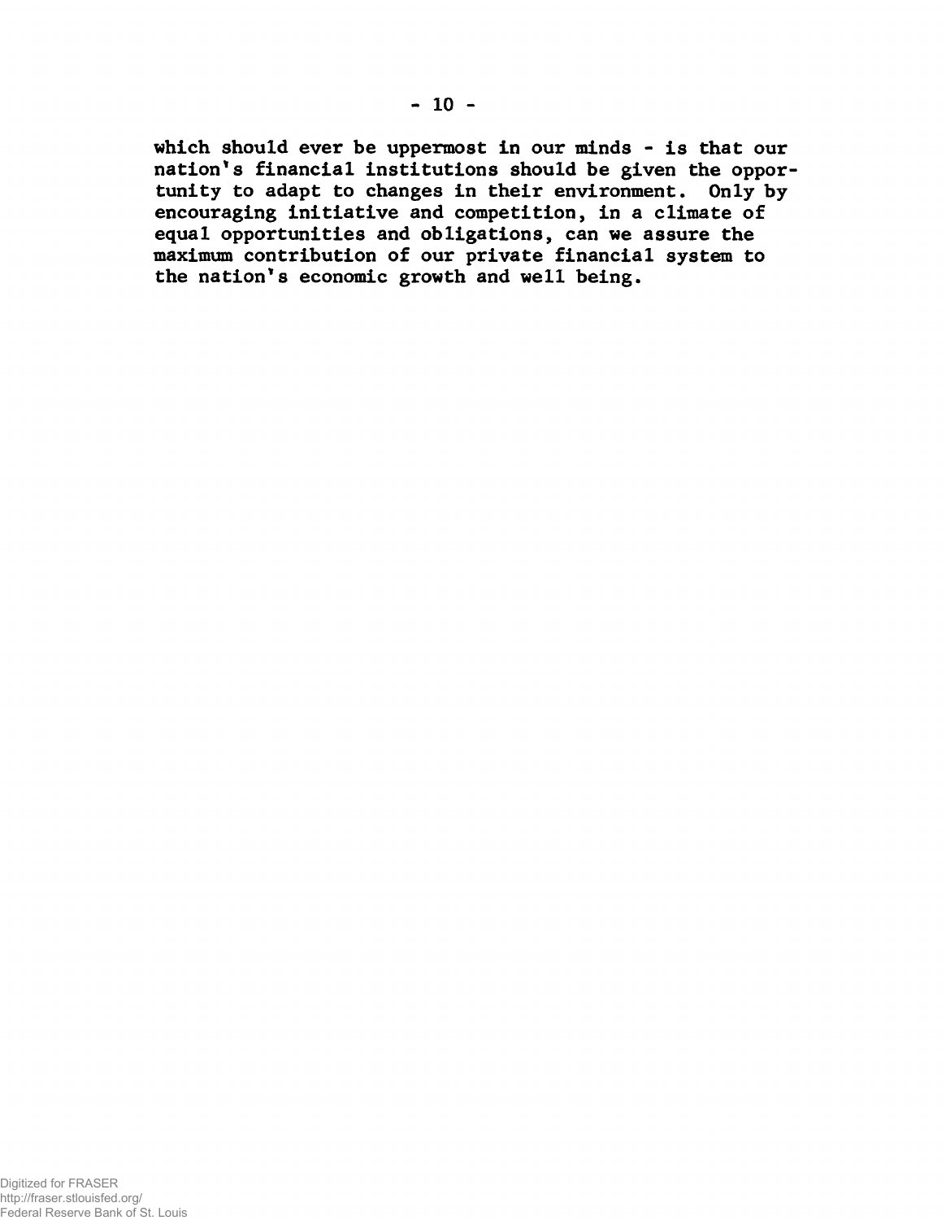which should ever be uppermost in our minds - is that our nation's financial institutions should be given the opportunity to adapt to changes in their environment. Only by encouraging initiative and competition, in a climate of equal opportunities and obligations, can we assure the maximum contribution of our private financial system to the nation's economic growth and well being.